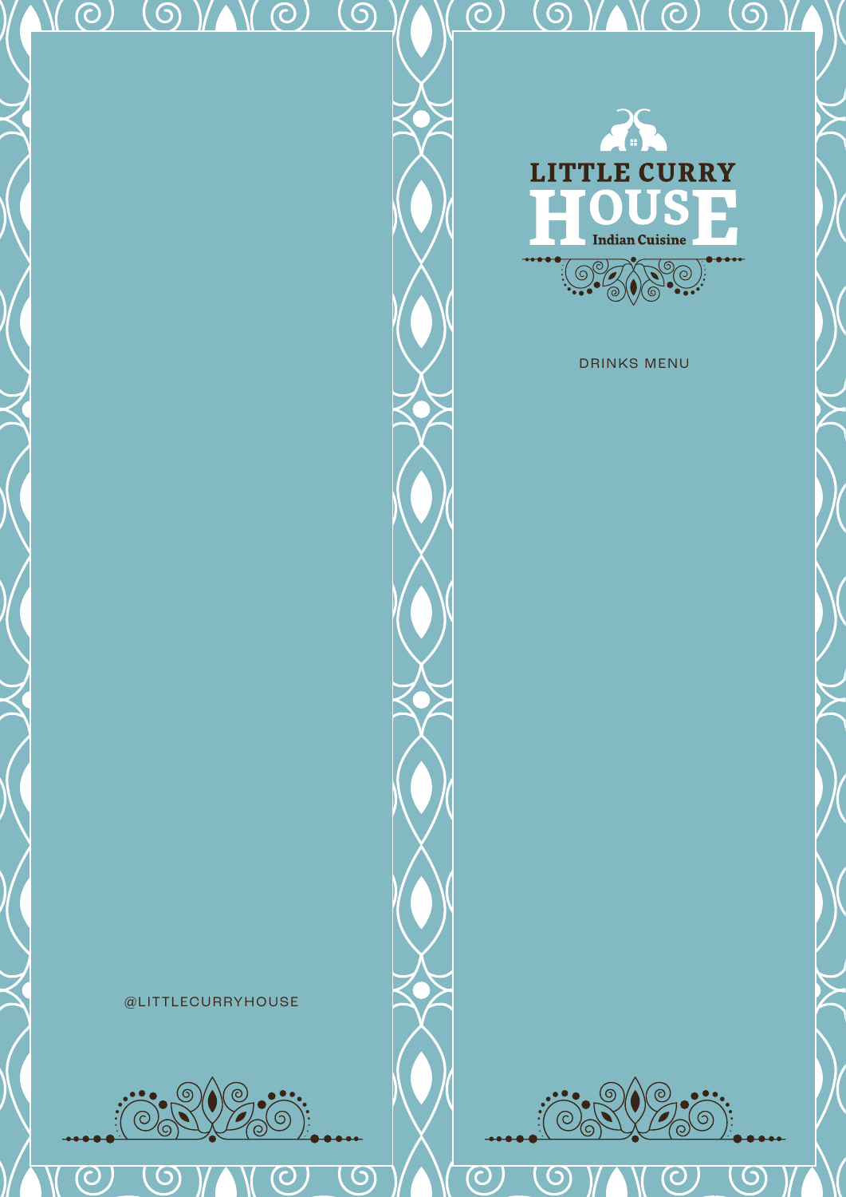@LITTLECURRYHOUSE

# LITTLE CURRY HOUSE

Indian Cuisine

DRINKS MENU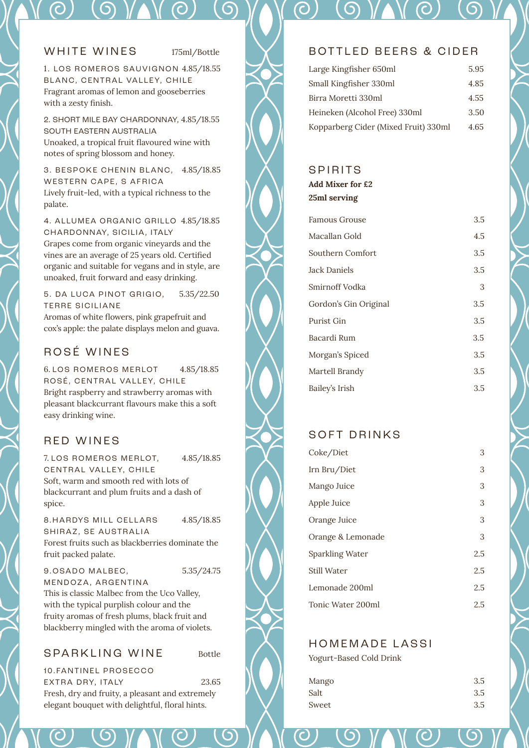## WHITE WINES

175ml/Bottle

**1. LOS ROMEROS SAUVIGNON BLANC, CENTRAL VALLEY, CHILE** 4.85/18.55

Fragrant aromas of lemon and gooseberries with a zesty finish.

**2. SHORT MILE BAY CHARDONNAY, SOUTH EASTERN AUSTRALIA** 4.85/18.55

Unoaked, a tropical fruit flavoured wine with notes of spring blossom and honey.

**3. BESPOKE CHENIN BLANC, WESTERN CAPE, S AFRICA** 4.85/18.85

Lively fruit-led, with a typical richness to the palate.

**4. ALLUMEA ORGANIC GRILLO CHARDONNAY, SICILIA, ITALY** 4.85/18.85

Grapes come from organic vineyards and the vines are an average of 25 years old. Certified organic and suitable for vegans and in style, are unoaked, fruit forward and easy drinking.

**5. DA LUCA PINOT GRIGIO, TERRE SICILIANE** 5.35/22.50

Aromas of white flowers, pink grapefruit and cox's apple: the palate displays melon and guava.

## ROSÉ WINES

**6. LOS ROMEROS MERLOT ROSÉ, CENTRAL VALLEY, CHILE** 4.85/18.85

Bright raspberry and strawberry aromas with pleasant blackcurrant flavours make this a soft easy drinking wine.

## RED WINES

**7. LOS ROMEROS MERLOT, CENTRAL VALLEY, CHILE** 4.85/18.85

Soft, warm and smooth red with lots of blackcurrant and plum fruits and a dash of spice.

**8. HARDYS MILL CELLARS SHIRAZ, SE AUSTRALIA** 4.85/18.85

Forest fruits such as blackberries dominate the fruit packed palate.

**9. OSADO MALBEC, MENDOZA, ARGENTINA** 5.35/24.75

This is classic Malbec from the Uco Valley, with the typical purplish colour and the fruity aromas of fresh plums, black fruit and blackberry mingled with the aroma of violets.

## SPARKLING WINE

Bottle

**10. FANTINEL PROSECCO EXTRA DRY, ITALY** 23.65

Fresh, dry and fruity, a pleasant and extremely elegant bouquet with delightful, floral hints.

## BOTTLED BEERS & CIDER

| | |
|---|---|
| Large Kingfisher 650ml | 5.95 |
| Small Kingfisher 330ml | 4.85 |
| Birra Moretti 330ml | 4.55 |
| Heineken (Alcohol Free) 330ml | 3.50 |
| Kopparberg Cider (Mixed Fruit) 330ml | 4.65 |

## SPIRITS

**Add Mixer for £2**
**25ml serving**

| | |
|---|---|
| Famous Grouse | 3.5 |
| Macallan Gold | 4.5 |
| Southern Comfort | 3.5 |
| Jack Daniels | 3.5 |
| Smirnoff Vodka | 3 |
| Gordon's Gin Original | 3.5 |
| Purist Gin | 3.5 |
| Bacardi Rum | 3.5 |
| Morgan's Spiced | 3.5 |
| Martell Brandy | 3.5 |
| Bailey's Irish | 3.5 |

## SOFT DRINKS

| | |
|---|---|
| Coke/Diet | 3 |
| Irn Bru/Diet | 3 |
| Mango Juice | 3 |
| Apple Juice | 3 |
| Orange Juice | 3 |
| Orange & Lemonade | 3 |
| Sparkling Water | 2.5 |
| Still Water | 2.5 |
| Lemonade 200ml | 2.5 |
| Tonic Water 200ml | 2.5 |

## HOMEMADE LASSI

Yogurt-Based Cold Drink

| | |
|---|---|
| Mango | 3.5 |
| Salt | 3.5 |
| Sweet | 3.5 |